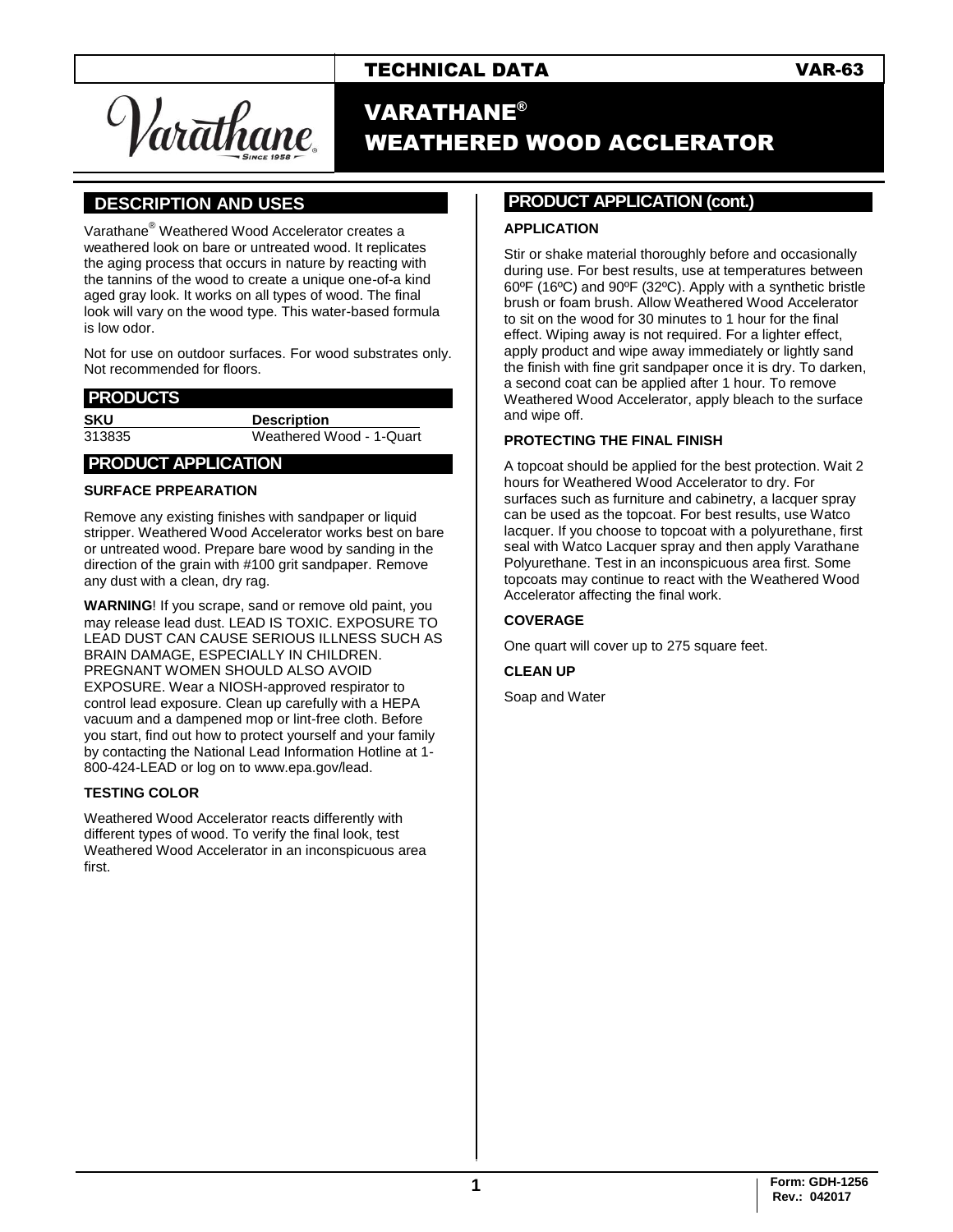TECHNICAL DATA VAR-63

# VARATHANE® WEATHERED WOOD ACCLERATOR

## DESCRIPTION AND USES

Varathane® Weathered Wood Accelerator creates a weathered look on bare or untreated wood. It replicates the aging process that occurs in nature by reacting with the tannins of the wood to create a unique one-of-a kind aged gray look. It works on all types of wood. The final look will vary on the wood type. This water-based formula is low odor.

Not for use on outdoor surfaces. For wood substrates only. Not recommended for floors.

## PRODUCTS

| SKU | Description |
|---|---|
| 313835 | Weathered Wood - 1-Quart |

## PRODUCT APPLICATION

### SURFACE PRPEARATION

Remove any existing finishes with sandpaper or liquid stripper. Weathered Wood Accelerator works best on bare or untreated wood. Prepare bare wood by sanding in the direction of the grain with #100 grit sandpaper. Remove any dust with a clean, dry rag.

**WARNING**! If you scrape, sand or remove old paint, you may release lead dust. LEAD IS TOXIC. EXPOSURE TO LEAD DUST CAN CAUSE SERIOUS ILLNESS SUCH AS BRAIN DAMAGE, ESPECIALLY IN CHILDREN. PREGNANT WOMEN SHOULD ALSO AVOID EXPOSURE. Wear a NIOSH-approved respirator to control lead exposure. Clean up carefully with a HEPA vacuum and a dampened mop or lint-free cloth. Before you start, find out how to protect yourself and your family by contacting the National Lead Information Hotline at 1-800-424-LEAD or log on to www.epa.gov/lead.

### TESTING COLOR

Weathered Wood Accelerator reacts differently with different types of wood. To verify the final look, test Weathered Wood Accelerator in an inconspicuous area first.

## PRODUCT APPLICATION (cont.)

### APPLICATION

Stir or shake material thoroughly before and occasionally during use. For best results, use at temperatures between 60ºF (16ºC) and 90ºF (32ºC). Apply with a synthetic bristle brush or foam brush. Allow Weathered Wood Accelerator to sit on the wood for 30 minutes to 1 hour for the final effect. Wiping away is not required. For a lighter effect, apply product and wipe away immediately or lightly sand the finish with fine grit sandpaper once it is dry. To darken, a second coat can be applied after 1 hour. To remove Weathered Wood Accelerator, apply bleach to the surface and wipe off.

### PROTECTING THE FINAL FINISH

A topcoat should be applied for the best protection. Wait 2 hours for Weathered Wood Accelerator to dry. For surfaces such as furniture and cabinetry, a lacquer spray can be used as the topcoat. For best results, use Watco lacquer. If you choose to topcoat with a polyurethane, first seal with Watco Lacquer spray and then apply Varathane Polyurethane. Test in an inconspicuous area first. Some topcoats may continue to react with the Weathered Wood Accelerator affecting the final work.

### COVERAGE

One quart will cover up to 275 square feet.

### CLEAN UP

Soap and Water

Form: GDH-1256
Rev.: 042017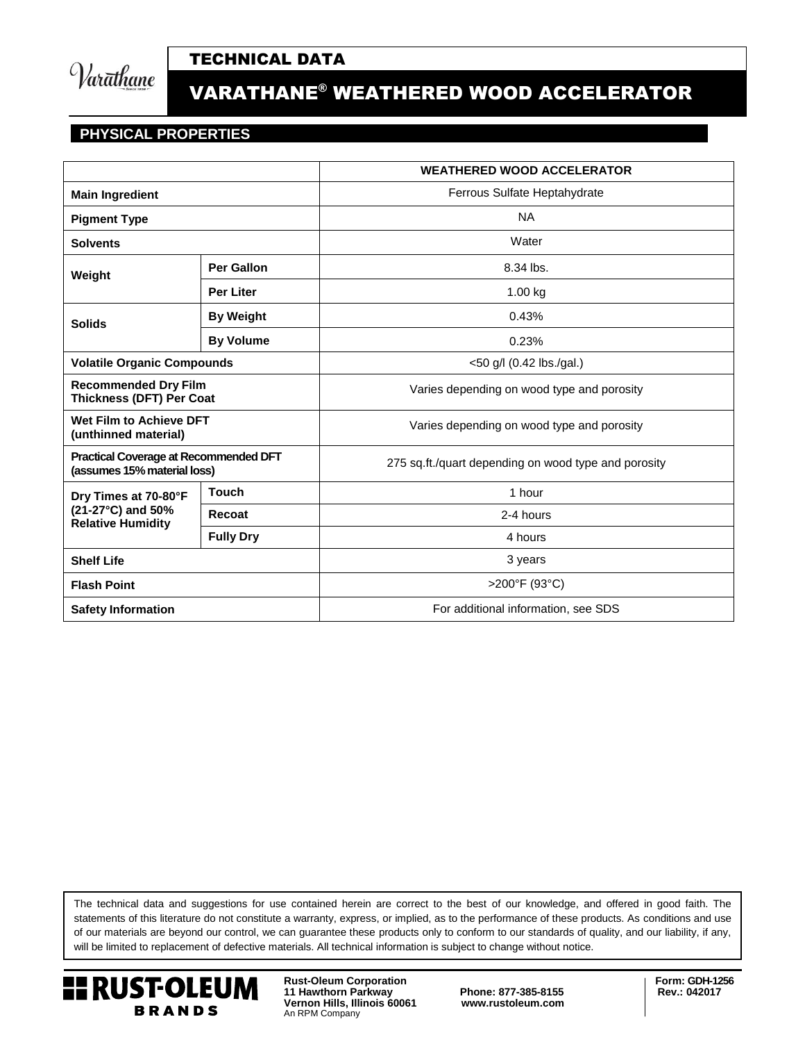## TECHNICAL DATA

# VARATHANE® WEATHERED WOOD ACCELERATOR

### PHYSICAL PROPERTIES

| | | WEATHERED WOOD ACCELERATOR |
|---|---|---|
| **Main Ingredient** | | Ferrous Sulfate Heptahydrate |
| **Pigment Type** | | NA |
| **Solvents** | | Water |
| **Weight** | **Per Gallon** | 8.34 lbs. |
| | **Per Liter** | 1.00 kg |
| **Solids** | **By Weight** | 0.43% |
| | **By Volume** | 0.23% |
| **Volatile Organic Compounds** | | <50 g/l (0.42 lbs./gal.) |
| **Recommended Dry Film Thickness (DFT) Per Coat** | | Varies depending on wood type and porosity |
| **Wet Film to Achieve DFT (unthinned material)** | | Varies depending on wood type and porosity |
| **Practical Coverage at Recommended DFT (assumes 15% material loss)** | | 275 sq.ft./quart depending on wood type and porosity |
| **Dry Times at 70-80°F (21-27°C) and 50% Relative Humidity** | **Touch** | 1 hour |
| | **Recoat** | 2-4 hours |
| | **Fully Dry** | 4 hours |
| **Shelf Life** | | 3 years |
| **Flash Point** | | >200°F (93°C) |
| **Safety Information** | | For additional information, see SDS |

The technical data and suggestions for use contained herein are correct to the best of our knowledge, and offered in good faith. The statements of this literature do not constitute a warranty, express, or implied, as to the performance of these products. As conditions and use of our materials are beyond our control, we can guarantee these products only to conform to our standards of quality, and our liability, if any, will be limited to replacement of defective materials. All technical information is subject to change without notice.

**Rust-Oleum Corporation**
**11 Hawthorn Parkway**
**Vernon Hills, Illinois 60061**
An RPM Company

**Phone: 877-385-8155**
**www.rustoleum.com**

**Form: GDH-1256**
**Rev.: 042017**